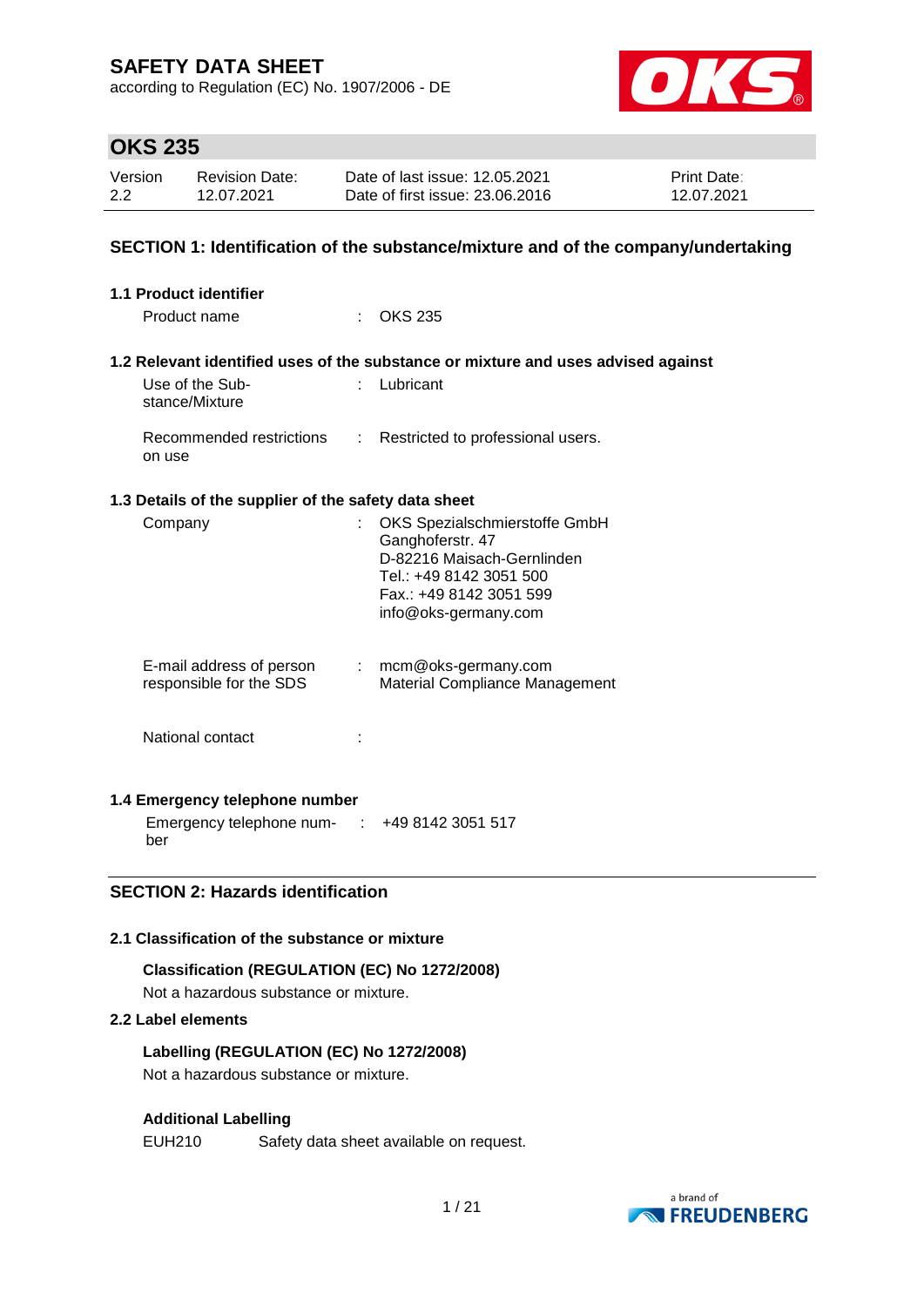# SAFETY DATA SHEET

according to Regulation (EC) No. 1907/2006 - DE

## OKS 235

| Version | Revision Date: | Date of last issue: 12.05.2021 | Print Date: |
|---|---|---|---|
| 2.2 | 12.07.2021 | Date of first issue: 23.06.2016 | 12.07.2021 |

## SECTION 1: Identification of the substance/mixture and of the company/undertaking

### 1.1 Product identifier

Product name : OKS 235

### 1.2 Relevant identified uses of the substance or mixture and uses advised against

Use of the Substance/Mixture : Lubricant

Recommended restrictions on use : Restricted to professional users.

### 1.3 Details of the supplier of the safety data sheet

Company : OKS Spezialschmierstoffe GmbH
Ganghoferstr. 47
D-82216 Maisach-Gernlinden
Tel.: +49 8142 3051 500
Fax.: +49 8142 3051 599
info@oks-germany.com

E-mail address of person responsible for the SDS : mcm@oks-germany.com
Material Compliance Management

National contact :

### 1.4 Emergency telephone number

Emergency telephone number : +49 8142 3051 517

## SECTION 2: Hazards identification

### 2.1 Classification of the substance or mixture

**Classification (REGULATION (EC) No 1272/2008)**

Not a hazardous substance or mixture.

### 2.2 Label elements

**Labelling (REGULATION (EC) No 1272/2008)**

Not a hazardous substance or mixture.

**Additional Labelling**

EUH210 Safety data sheet available on request.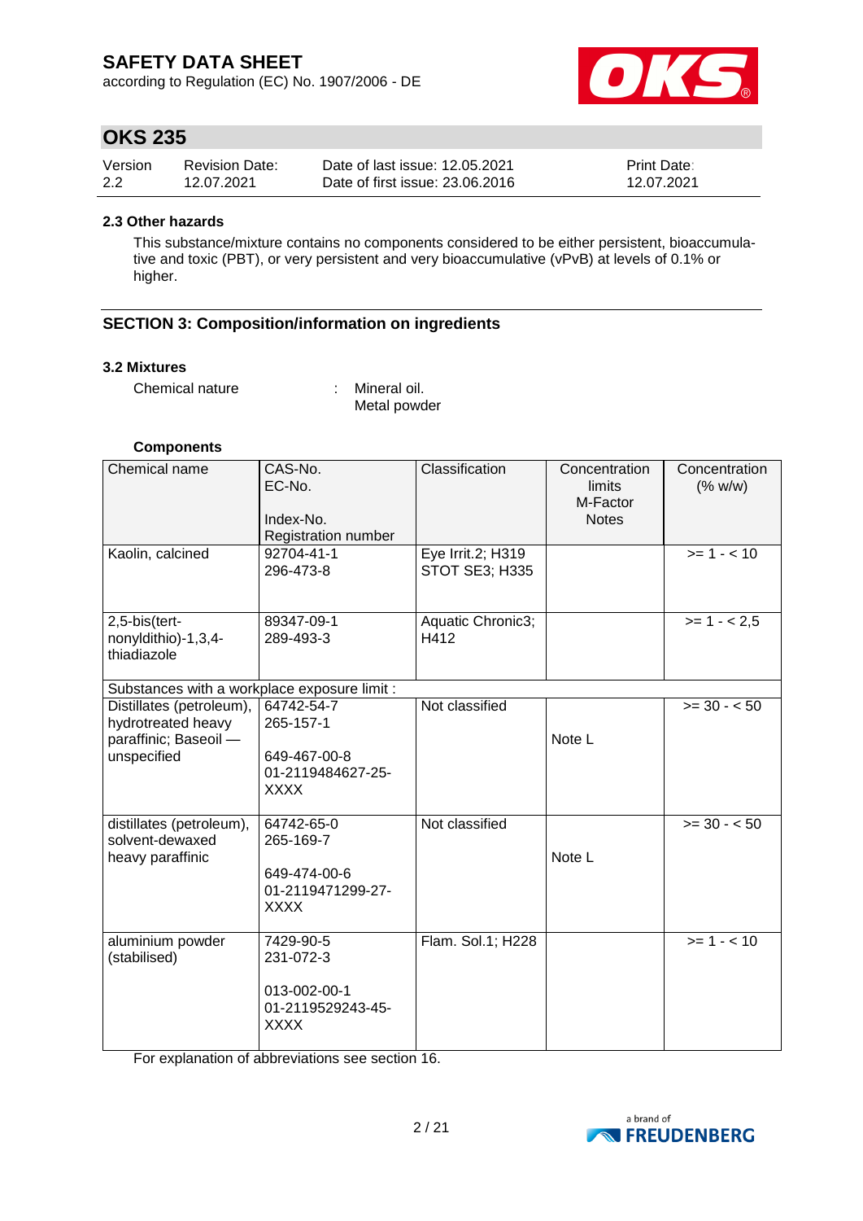#### 2.3 Other hazards

This substance/mixture contains no components considered to be either persistent, bioaccumulative and toxic (PBT), or very persistent and very bioaccumulative (vPvB) at levels of 0.1% or higher.

## SECTION 3: Composition/information on ingredients

#### 3.2 Mixtures

Chemical nature : Mineral oil.
Metal powder

**Components**

| Chemical name | CAS-No.<br>EC-No.<br><br>Index-No.<br>Registration number | Classification | Concentration limits<br>M-Factor<br>Notes | Concentration (% w/w) |
|---|---|---|---|---|
| Kaolin, calcined | 92704-41-1<br>296-473-8 | Eye Irrit.2; H319<br>STOT SE3; H335 | | >= 1 - < 10 |
| 2,5-bis(tert-nonyldithio)-1,3,4-thiadiazole | 89347-09-1<br>289-493-3 | Aquatic Chronic3; H412 | | >= 1 - < 2,5 |
| Substances with a workplace exposure limit : | | | | |
| Distillates (petroleum), hydrotreated heavy paraffinic; Baseoil — unspecified | 64742-54-7<br>265-157-1<br><br>649-467-00-8<br>01-2119484627-25-XXXX | Not classified | Note L | >= 30 - < 50 |
| distillates (petroleum), solvent-dewaxed heavy paraffinic | 64742-65-0<br>265-169-7<br><br>649-474-00-6<br>01-2119471299-27-XXXX | Not classified | Note L | >= 30 - < 50 |
| aluminium powder (stabilised) | 7429-90-5<br>231-072-3<br><br>013-002-00-1<br>01-2119529243-45-XXXX | Flam. Sol.1; H228 | | >= 1 - < 10 |

For explanation of abbreviations see section 16.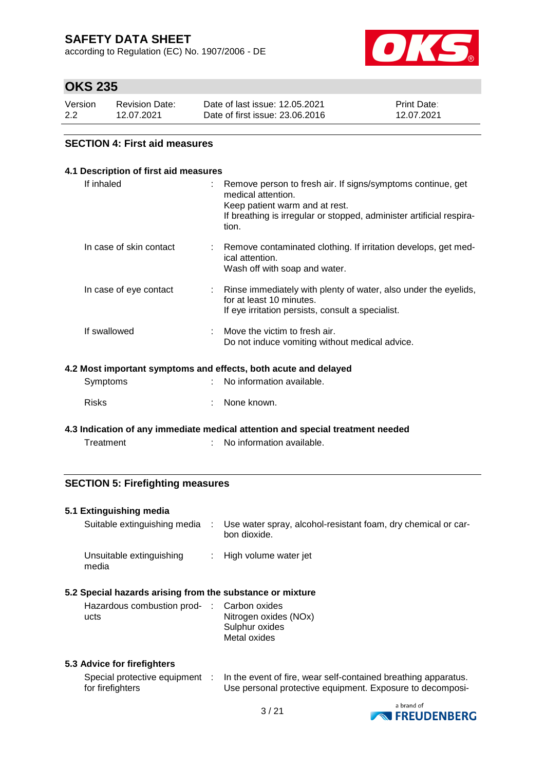## SECTION 4: First aid measures

### 4.1 Description of first aid measures

| | |
|---|---|
| If inhaled | Remove person to fresh air. If signs/symptoms continue, get medical attention.<br>Keep patient warm and at rest.<br>If breathing is irregular or stopped, administer artificial respiration. |
| In case of skin contact | Remove contaminated clothing. If irritation develops, get medical attention.<br>Wash off with soap and water. |
| In case of eye contact | Rinse immediately with plenty of water, also under the eyelids, for at least 10 minutes.<br>If eye irritation persists, consult a specialist. |
| If swallowed | Move the victim to fresh air.<br>Do not induce vomiting without medical advice. |

### 4.2 Most important symptoms and effects, both acute and delayed

| | |
|---|---|
| Symptoms | No information available. |
| Risks | None known. |

### 4.3 Indication of any immediate medical attention and special treatment needed

| | |
|---|---|
| Treatment | No information available. |

## SECTION 5: Firefighting measures

### 5.1 Extinguishing media

| | |
|---|---|
| Suitable extinguishing media | Use water spray, alcohol-resistant foam, dry chemical or carbon dioxide. |
| Unsuitable extinguishing media | High volume water jet |

### 5.2 Special hazards arising from the substance or mixture

| | |
|---|---|
| Hazardous combustion products | Carbon oxides<br>Nitrogen oxides (NOx)<br>Sulphur oxides<br>Metal oxides |

### 5.3 Advice for firefighters

| | |
|---|---|
| Special protective equipment for firefighters | In the event of fire, wear self-contained breathing apparatus.<br>Use personal protective equipment. Exposure to decomposi- |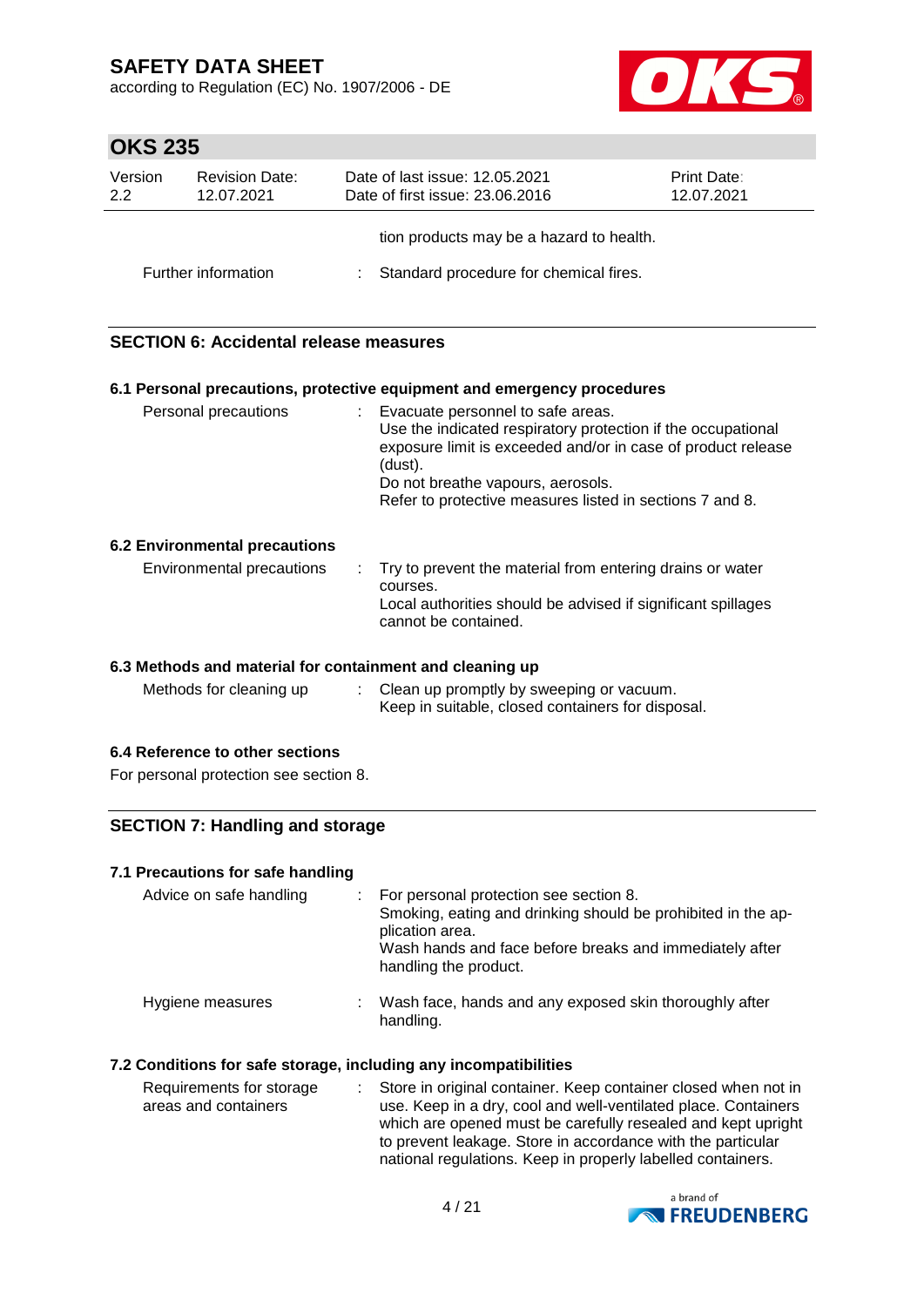|  |  |  |
|---|---|---|
|  |  | tion products may be a hazard to health. |
| Further information | : | Standard procedure for chemical fires. |

## SECTION 6: Accidental release measures

### 6.1 Personal precautions, protective equipment and emergency procedures

| | | |
|---|---|---|
| Personal precautions | : | Evacuate personnel to safe areas.<br>Use the indicated respiratory protection if the occupational exposure limit is exceeded and/or in case of product release (dust).<br>Do not breathe vapours, aerosols.<br>Refer to protective measures listed in sections 7 and 8. |

### 6.2 Environmental precautions

| | | |
|---|---|---|
| Environmental precautions | : | Try to prevent the material from entering drains or water courses.<br>Local authorities should be advised if significant spillages cannot be contained. |

### 6.3 Methods and material for containment and cleaning up

| | | |
|---|---|---|
| Methods for cleaning up | : | Clean up promptly by sweeping or vacuum.<br>Keep in suitable, closed containers for disposal. |

### 6.4 Reference to other sections

For personal protection see section 8.

## SECTION 7: Handling and storage

### 7.1 Precautions for safe handling

| | | |
|---|---|---|
| Advice on safe handling | : | For personal protection see section 8.<br>Smoking, eating and drinking should be prohibited in the application area.<br>Wash hands and face before breaks and immediately after handling the product. |
| Hygiene measures | : | Wash face, hands and any exposed skin thoroughly after handling. |

### 7.2 Conditions for safe storage, including any incompatibilities

| | | |
|---|---|---|
| Requirements for storage areas and containers | : | Store in original container. Keep container closed when not in use. Keep in a dry, cool and well-ventilated place. Containers which are opened must be carefully resealed and kept upright to prevent leakage. Store in accordance with the particular national regulations. Keep in properly labelled containers. |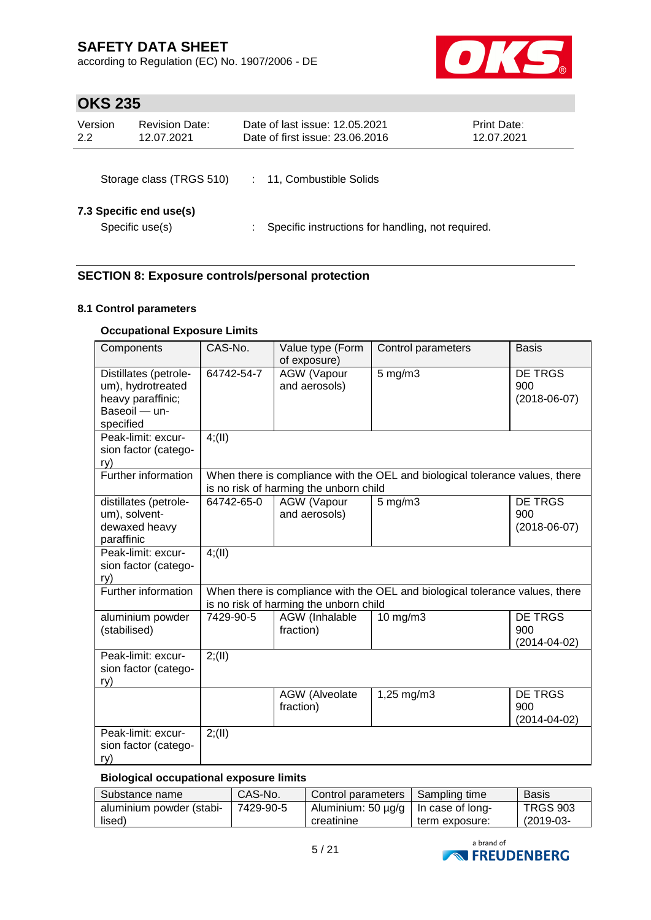Storage class (TRGS 510) : 11, Combustible Solids

### 7.3 Specific end use(s)

Specific use(s) : Specific instructions for handling, not required.

## SECTION 8: Exposure controls/personal protection

### 8.1 Control parameters

**Occupational Exposure Limits**

| Components | CAS-No. | Value type (Form of exposure) | Control parameters | Basis |
|---|---|---|---|---|
| Distillates (petroleum), hydrotreated heavy paraffinic; Baseoil — unspecified | 64742-54-7 | AGW (Vapour and aerosols) | 5 mg/m3 | DE TRGS 900 (2018-06-07) |
| Peak-limit: excursion factor (category) | 4;(II) | | | |
| Further information | When there is compliance with the OEL and biological tolerance values, there is no risk of harming the unborn child | | | |
| distillates (petroleum), solvent-dewaxed heavy paraffinic | 64742-65-0 | AGW (Vapour and aerosols) | 5 mg/m3 | DE TRGS 900 (2018-06-07) |
| Peak-limit: excursion factor (category) | 4;(II) | | | |
| Further information | When there is compliance with the OEL and biological tolerance values, there is no risk of harming the unborn child | | | |
| aluminium powder (stabilised) | 7429-90-5 | AGW (Inhalable fraction) | 10 mg/m3 | DE TRGS 900 (2014-04-02) |
| Peak-limit: excursion factor (category) | 2;(II) | | | |
| | | AGW (Alveolate fraction) | 1,25 mg/m3 | DE TRGS 900 (2014-04-02) |
| Peak-limit: excursion factor (category) | 2;(II) | | | |

**Biological occupational exposure limits**

| Substance name | CAS-No. | Control parameters | Sampling time | Basis |
|---|---|---|---|---|
| aluminium powder (stabilised) | 7429-90-5 | Aluminium: 50 µg/g creatinine | In case of long-term exposure: | TRGS 903 (2019-03- |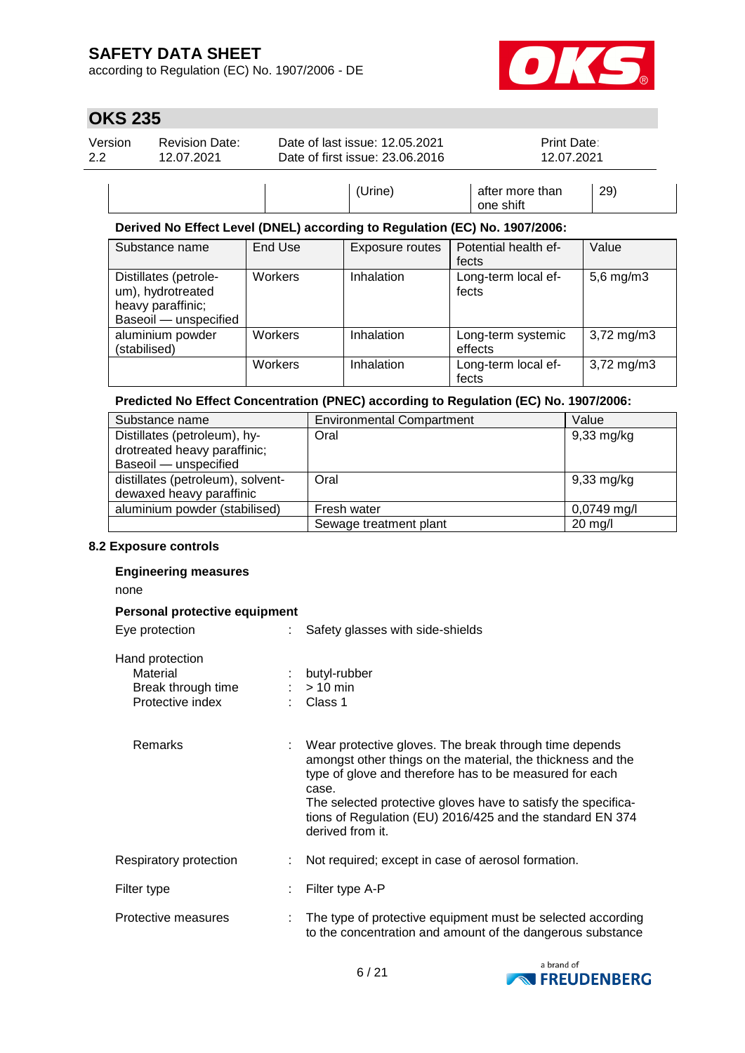| | | (Urine) | after more than one shift | 29) |
|---|---|---|---|---|

**Derived No Effect Level (DNEL) according to Regulation (EC) No. 1907/2006:**

| Substance name | End Use | Exposure routes | Potential health effects | Value |
|---|---|---|---|---|
| Distillates (petroleum), hydrotreated heavy paraffinic; Baseoil — unspecified | Workers | Inhalation | Long-term local effects | 5,6 mg/m3 |
| aluminium powder (stabilised) | Workers | Inhalation | Long-term systemic effects | 3,72 mg/m3 |
| | Workers | Inhalation | Long-term local effects | 3,72 mg/m3 |

**Predicted No Effect Concentration (PNEC) according to Regulation (EC) No. 1907/2006:**

| Substance name | Environmental Compartment | Value |
|---|---|---|
| Distillates (petroleum), hydrotreated heavy paraffinic; Baseoil — unspecified | Oral | 9,33 mg/kg |
| distillates (petroleum), solvent-dewaxed heavy paraffinic | Oral | 9,33 mg/kg |
| aluminium powder (stabilised) | Fresh water | 0,0749 mg/l |
| | Sewage treatment plant | 20 mg/l |

### 8.2 Exposure controls

**Engineering measures**

none

**Personal protective equipment**

Eye protection : Safety glasses with side-shields

Hand protection
- Material : butyl-rubber
- Break through time : > 10 min
- Protective index : Class 1

Remarks : Wear protective gloves. The break through time depends amongst other things on the material, the thickness and the type of glove and therefore has to be measured for each case.
The selected protective gloves have to satisfy the specifications of Regulation (EU) 2016/425 and the standard EN 374 derived from it.

Respiratory protection : Not required; except in case of aerosol formation.

Filter type : Filter type A-P

Protective measures : The type of protective equipment must be selected according to the concentration and amount of the dangerous substance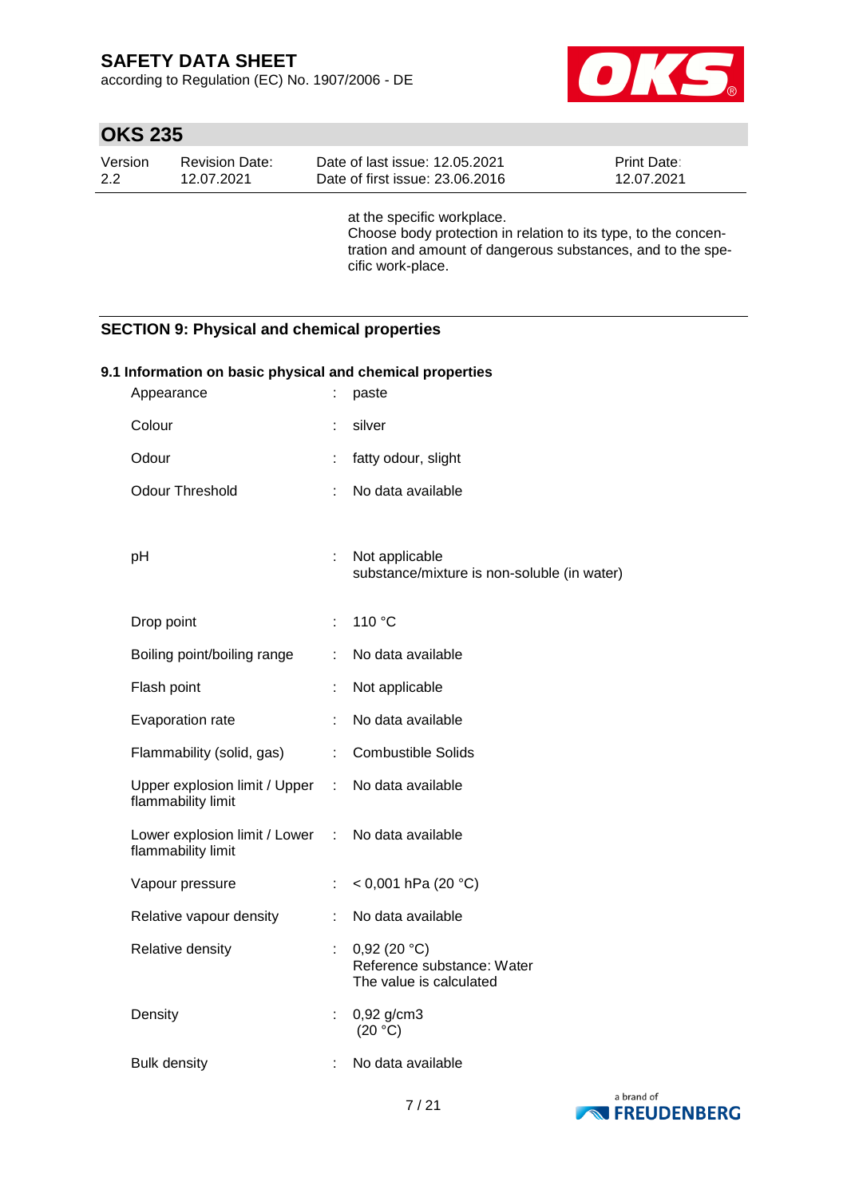at the specific workplace.
Choose body protection in relation to its type, to the concentration and amount of dangerous substances, and to the specific work-place.

## SECTION 9: Physical and chemical properties

### 9.1 Information on basic physical and chemical properties

| Property | | Value |
|---|---|---|
| Appearance | : | paste |
| Colour | : | silver |
| Odour | : | fatty odour, slight |
| Odour Threshold | : | No data available |
| pH | : | Not applicable<br>substance/mixture is non-soluble (in water) |
| Drop point | : | 110 °C |
| Boiling point/boiling range | : | No data available |
| Flash point | : | Not applicable |
| Evaporation rate | : | No data available |
| Flammability (solid, gas) | : | Combustible Solids |
| Upper explosion limit / Upper flammability limit | : | No data available |
| Lower explosion limit / Lower flammability limit | : | No data available |
| Vapour pressure | : | < 0,001 hPa (20 °C) |
| Relative vapour density | : | No data available |
| Relative density | : | 0,92 (20 °C)<br>Reference substance: Water<br>The value is calculated |
| Density | : | 0,92 g/cm3<br>(20 °C) |
| Bulk density | : | No data available |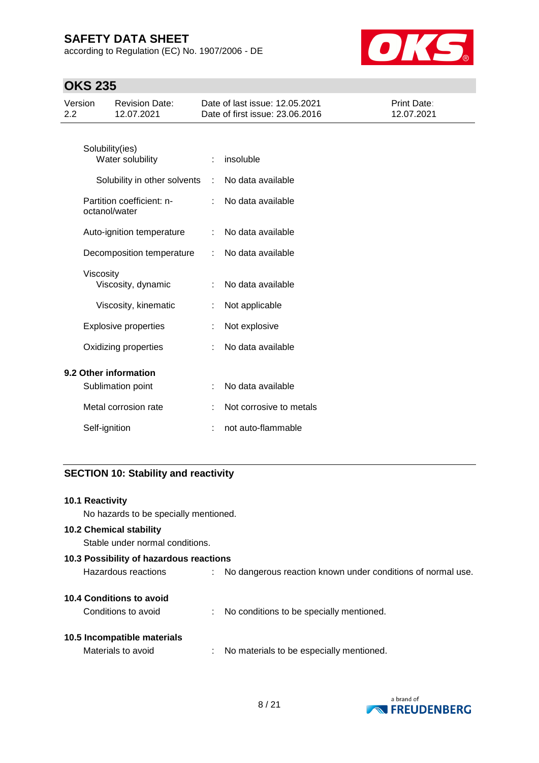Solubility(ies)

| | | |
|---|---|---|
| Water solubility | : | insoluble |
| Solubility in other solvents | : | No data available |
| Partition coefficient: n-octanol/water | : | No data available |
| Auto-ignition temperature | : | No data available |
| Decomposition temperature | : | No data available |

Viscosity

| | | |
|---|---|---|
| Viscosity, dynamic | : | No data available |
| Viscosity, kinematic | : | Not applicable |
| Explosive properties | : | Not explosive |
| Oxidizing properties | : | No data available |

### 9.2 Other information

| | | |
|---|---|---|
| Sublimation point | : | No data available |
| Metal corrosion rate | : | Not corrosive to metals |
| Self-ignition | : | not auto-flammable |

## SECTION 10: Stability and reactivity

### 10.1 Reactivity

No hazards to be specially mentioned.

### 10.2 Chemical stability

Stable under normal conditions.

### 10.3 Possibility of hazardous reactions

Hazardous reactions : No dangerous reaction known under conditions of normal use.

### 10.4 Conditions to avoid

Conditions to avoid : No conditions to be specially mentioned.

### 10.5 Incompatible materials

Materials to avoid : No materials to be especially mentioned.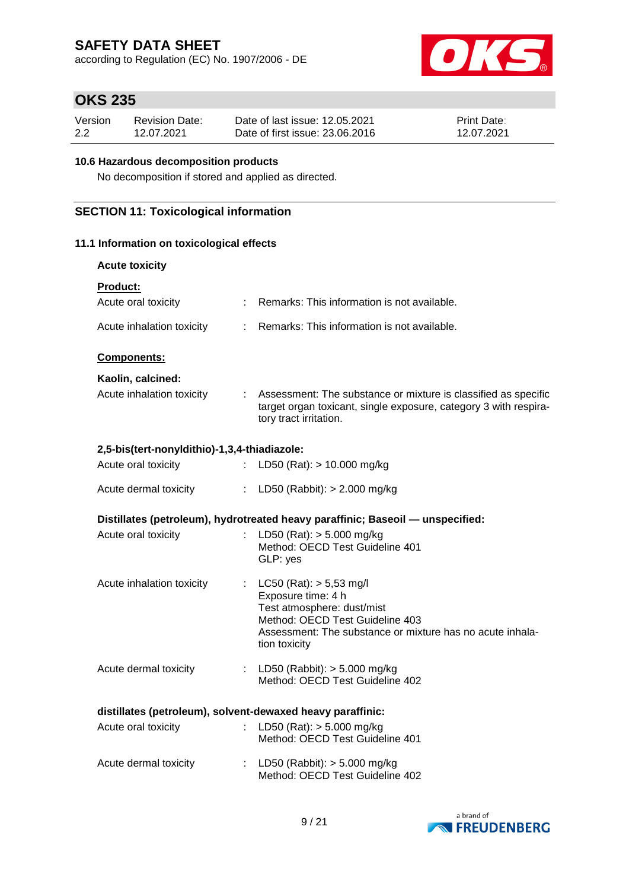#### 10.6 Hazardous decomposition products

No decomposition if stored and applied as directed.

## SECTION 11: Toxicological information

### 11.1 Information on toxicological effects

**Acute toxicity**

**Product:**

Acute oral toxicity : Remarks: This information is not available.

Acute inhalation toxicity : Remarks: This information is not available.

**Components:**

**Kaolin, calcined:**

Acute inhalation toxicity : Assessment: The substance or mixture is classified as specific target organ toxicant, single exposure, category 3 with respiratory tract irritation.

**2,5-bis(tert-nonyldithio)-1,3,4-thiadiazole:**

Acute oral toxicity : LD50 (Rat): > 10.000 mg/kg

Acute dermal toxicity : LD50 (Rabbit): > 2.000 mg/kg

**Distillates (petroleum), hydrotreated heavy paraffinic; Baseoil — unspecified:**

Acute oral toxicity : LD50 (Rat): > 5.000 mg/kg
Method: OECD Test Guideline 401
GLP: yes

Acute inhalation toxicity : LC50 (Rat): > 5,53 mg/l
Exposure time: 4 h
Test atmosphere: dust/mist
Method: OECD Test Guideline 403
Assessment: The substance or mixture has no acute inhalation toxicity

Acute dermal toxicity : LD50 (Rabbit): > 5.000 mg/kg
Method: OECD Test Guideline 402

**distillates (petroleum), solvent-dewaxed heavy paraffinic:**

Acute oral toxicity : LD50 (Rat): > 5.000 mg/kg
Method: OECD Test Guideline 401

Acute dermal toxicity : LD50 (Rabbit): > 5.000 mg/kg
Method: OECD Test Guideline 402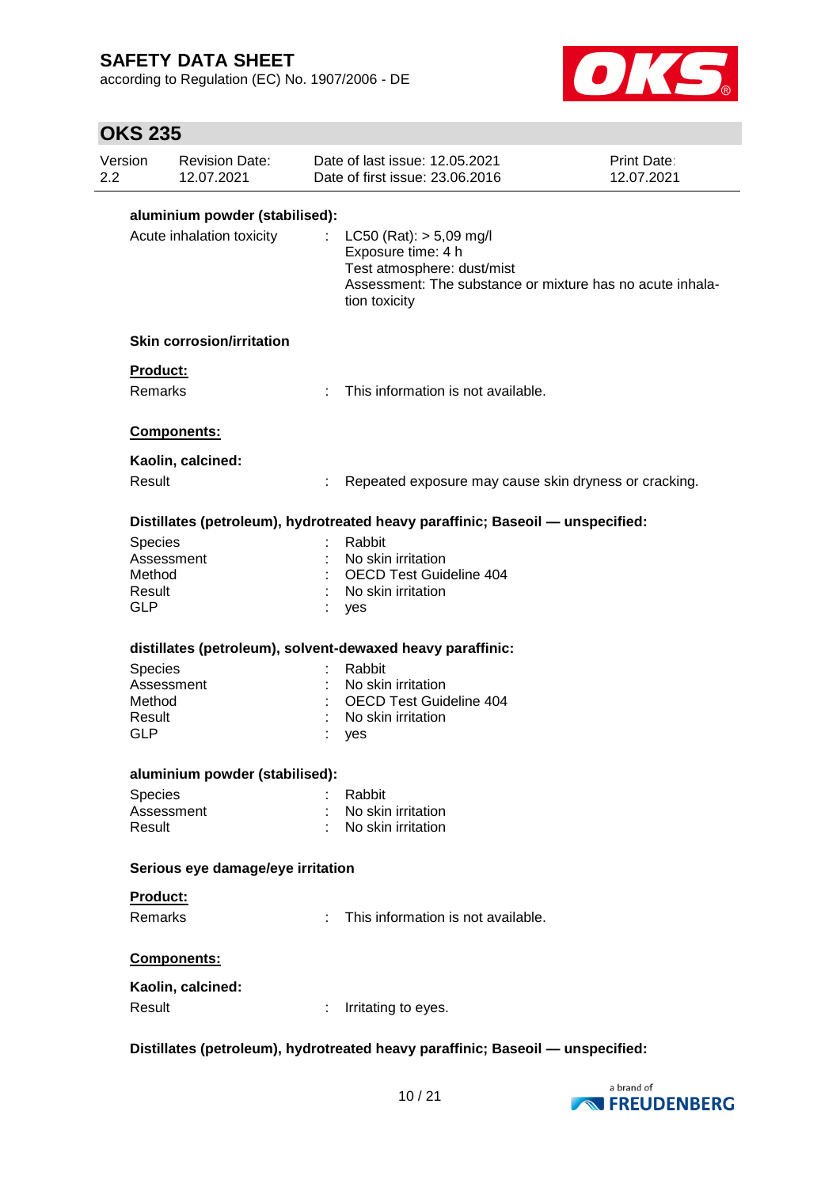**aluminium powder (stabilised):**

Acute inhalation toxicity : LC50 (Rat): > 5,09 mg/l
Exposure time: 4 h
Test atmosphere: dust/mist
Assessment: The substance or mixture has no acute inhalation toxicity

### Skin corrosion/irritation

**Product:**

Remarks : This information is not available.

**Components:**

**Kaolin, calcined:**

Result : Repeated exposure may cause skin dryness or cracking.

**Distillates (petroleum), hydrotreated heavy paraffinic; Baseoil — unspecified:**

Species : Rabbit
Assessment : No skin irritation
Method : OECD Test Guideline 404
Result : No skin irritation
GLP : yes

**distillates (petroleum), solvent-dewaxed heavy paraffinic:**

Species : Rabbit
Assessment : No skin irritation
Method : OECD Test Guideline 404
Result : No skin irritation
GLP : yes

**aluminium powder (stabilised):**

Species : Rabbit
Assessment : No skin irritation
Result : No skin irritation

### Serious eye damage/eye irritation

**Product:**

Remarks : This information is not available.

**Components:**

**Kaolin, calcined:**

Result : Irritating to eyes.

**Distillates (petroleum), hydrotreated heavy paraffinic; Baseoil — unspecified:**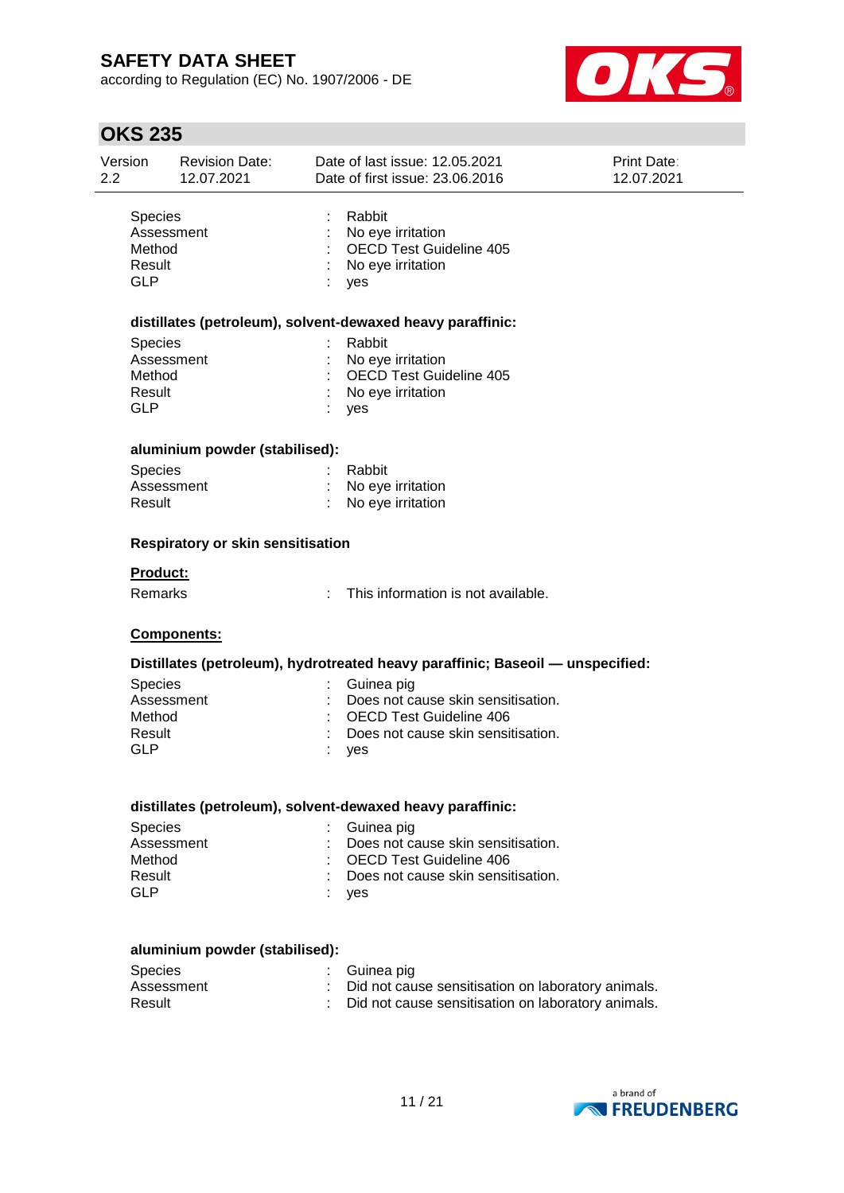| | | |
|---|---|---|
| Species | : | Rabbit |
| Assessment | : | No eye irritation |
| Method | : | OECD Test Guideline 405 |
| Result | : | No eye irritation |
| GLP | : | yes |

**distillates (petroleum), solvent-dewaxed heavy paraffinic:**

| | | |
|---|---|---|
| Species | : | Rabbit |
| Assessment | : | No eye irritation |
| Method | : | OECD Test Guideline 405 |
| Result | : | No eye irritation |
| GLP | : | yes |

**aluminium powder (stabilised):**

| | | |
|---|---|---|
| Species | : | Rabbit |
| Assessment | : | No eye irritation |
| Result | : | No eye irritation |

**Respiratory or skin sensitisation**

**Product:**

| | | |
|---|---|---|
| Remarks | : | This information is not available. |

**Components:**

**Distillates (petroleum), hydrotreated heavy paraffinic; Baseoil — unspecified:**

| | | |
|---|---|---|
| Species | : | Guinea pig |
| Assessment | : | Does not cause skin sensitisation. |
| Method | : | OECD Test Guideline 406 |
| Result | : | Does not cause skin sensitisation. |
| GLP | : | yes |

**distillates (petroleum), solvent-dewaxed heavy paraffinic:**

| | | |
|---|---|---|
| Species | : | Guinea pig |
| Assessment | : | Does not cause skin sensitisation. |
| Method | : | OECD Test Guideline 406 |
| Result | : | Does not cause skin sensitisation. |
| GLP | : | yes |

**aluminium powder (stabilised):**

| | | |
|---|---|---|
| Species | : | Guinea pig |
| Assessment | : | Did not cause sensitisation on laboratory animals. |
| Result | : | Did not cause sensitisation on laboratory animals. |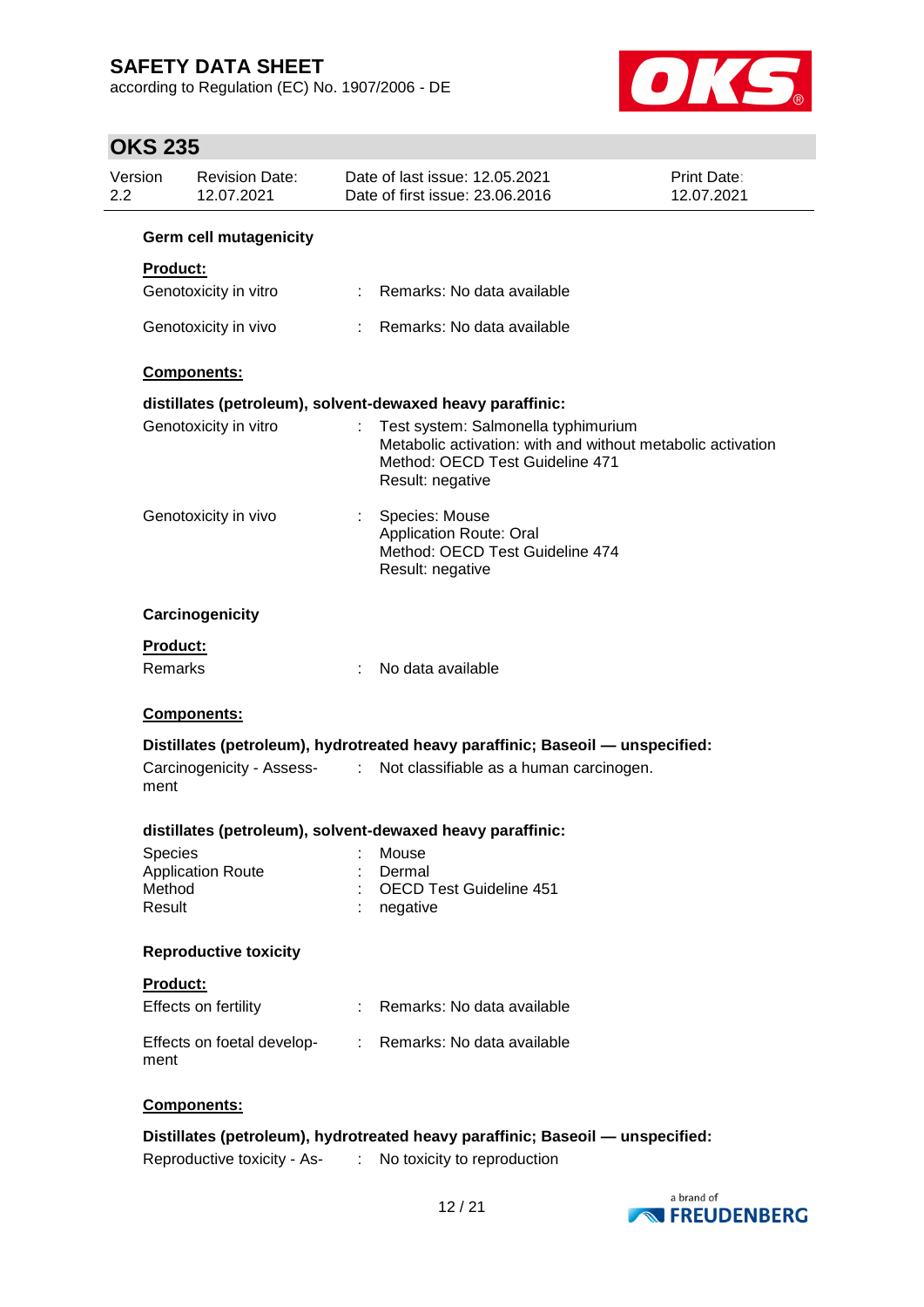### Germ cell mutagenicity

**Product:**

| | | |
|---|---|---|
| Genotoxicity in vitro | : | Remarks: No data available |
| Genotoxicity in vivo | : | Remarks: No data available |

**Components:**

**distillates (petroleum), solvent-dewaxed heavy paraffinic:**

| | | |
|---|---|---|
| Genotoxicity in vitro | : | Test system: Salmonella typhimurium<br>Metabolic activation: with and without metabolic activation<br>Method: OECD Test Guideline 471<br>Result: negative |
| Genotoxicity in vivo | : | Species: Mouse<br>Application Route: Oral<br>Method: OECD Test Guideline 474<br>Result: negative |

### Carcinogenicity

**Product:**

| | | |
|---|---|---|
| Remarks | : | No data available |

**Components:**

**Distillates (petroleum), hydrotreated heavy paraffinic; Baseoil — unspecified:**

| | | |
|---|---|---|
| Carcinogenicity - Assessment | : | Not classifiable as a human carcinogen. |

**distillates (petroleum), solvent-dewaxed heavy paraffinic:**

| | | |
|---|---|---|
| Species | : | Mouse |
| Application Route | : | Dermal |
| Method | : | OECD Test Guideline 451 |
| Result | : | negative |

### Reproductive toxicity

**Product:**

| | | |
|---|---|---|
| Effects on fertility | : | Remarks: No data available |
| Effects on foetal development | : | Remarks: No data available |

**Components:**

**Distillates (petroleum), hydrotreated heavy paraffinic; Baseoil — unspecified:**

| | | |
|---|---|---|
| Reproductive toxicity - As- | : | No toxicity to reproduction |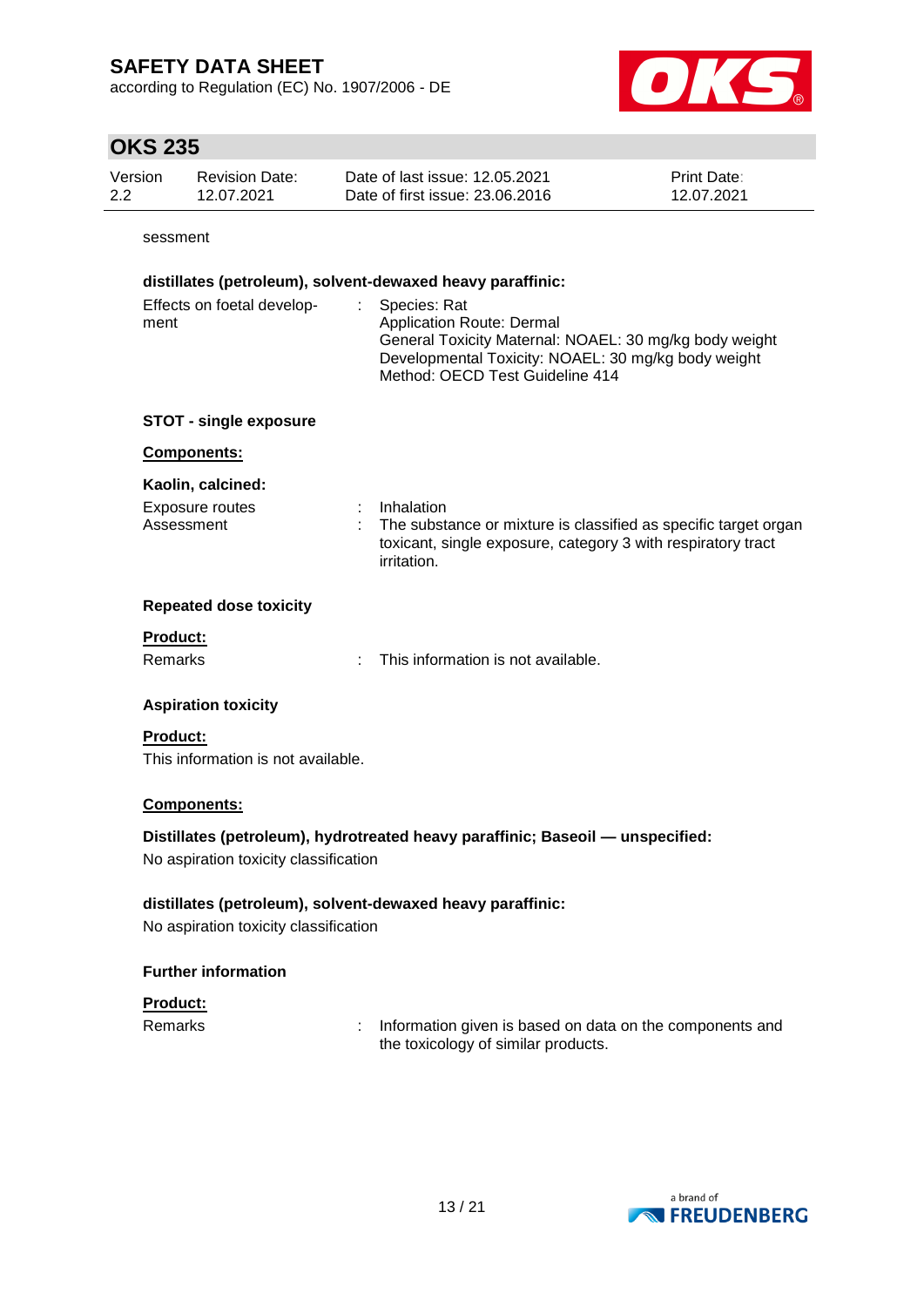sessment

**distillates (petroleum), solvent-dewaxed heavy paraffinic:**

| | | |
|---|---|---|
| Effects on foetal development | : | Species: Rat<br>Application Route: Dermal<br>General Toxicity Maternal: NOAEL: 30 mg/kg body weight<br>Developmental Toxicity: NOAEL: 30 mg/kg body weight<br>Method: OECD Test Guideline 414 |

### STOT - single exposure

**Components:**

**Kaolin, calcined:**

| | | |
|---|---|---|
| Exposure routes | : | Inhalation |
| Assessment | : | The substance or mixture is classified as specific target organ toxicant, single exposure, category 3 with respiratory tract irritation. |

### Repeated dose toxicity

**Product:**

| | | |
|---|---|---|
| Remarks | : | This information is not available. |

### Aspiration toxicity

**Product:**

This information is not available.

**Components:**

**Distillates (petroleum), hydrotreated heavy paraffinic; Baseoil — unspecified:**

No aspiration toxicity classification

**distillates (petroleum), solvent-dewaxed heavy paraffinic:**

No aspiration toxicity classification

### Further information

**Product:**

| | | |
|---|---|---|
| Remarks | : | Information given is based on data on the components and the toxicology of similar products. |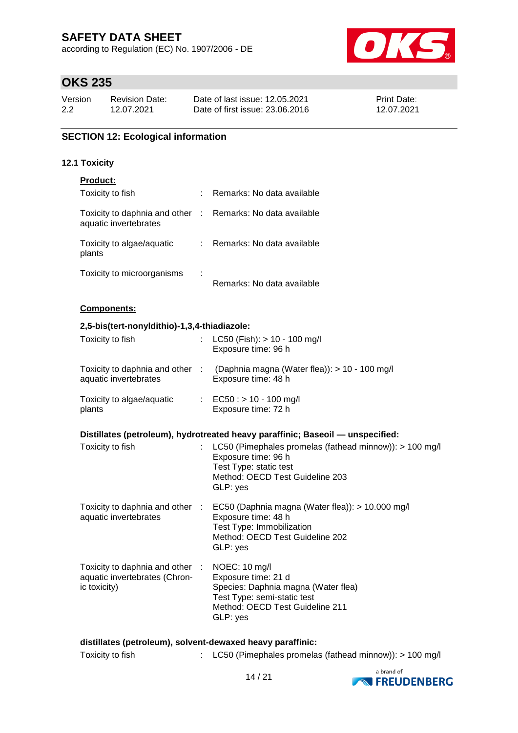## SECTION 12: Ecological information

### 12.1 Toxicity

**Product:**

| | | |
|---|---|---|
| Toxicity to fish | : | Remarks: No data available |
| Toxicity to daphnia and other aquatic invertebrates | : | Remarks: No data available |
| Toxicity to algae/aquatic plants | : | Remarks: No data available |
| Toxicity to microorganisms | : | Remarks: No data available |

**Components:**

**2,5-bis(tert-nonyldithio)-1,3,4-thiadiazole:**

| | | |
|---|---|---|
| Toxicity to fish | : | LC50 (Fish): > 10 - 100 mg/l<br>Exposure time: 96 h |
| Toxicity to daphnia and other aquatic invertebrates | : | (Daphnia magna (Water flea)): > 10 - 100 mg/l<br>Exposure time: 48 h |
| Toxicity to algae/aquatic plants | : | EC50 : > 10 - 100 mg/l<br>Exposure time: 72 h |

**Distillates (petroleum), hydrotreated heavy paraffinic; Baseoil — unspecified:**

| | | |
|---|---|---|
| Toxicity to fish | : | LC50 (Pimephales promelas (fathead minnow)): > 100 mg/l<br>Exposure time: 96 h<br>Test Type: static test<br>Method: OECD Test Guideline 203<br>GLP: yes |
| Toxicity to daphnia and other aquatic invertebrates | : | EC50 (Daphnia magna (Water flea)): > 10.000 mg/l<br>Exposure time: 48 h<br>Test Type: Immobilization<br>Method: OECD Test Guideline 202<br>GLP: yes |
| Toxicity to daphnia and other aquatic invertebrates (Chronic toxicity) | : | NOEC: 10 mg/l<br>Exposure time: 21 d<br>Species: Daphnia magna (Water flea)<br>Test Type: semi-static test<br>Method: OECD Test Guideline 211<br>GLP: yes |

**distillates (petroleum), solvent-dewaxed heavy paraffinic:**

| | | |
|---|---|---|
| Toxicity to fish | : | LC50 (Pimephales promelas (fathead minnow)): > 100 mg/l |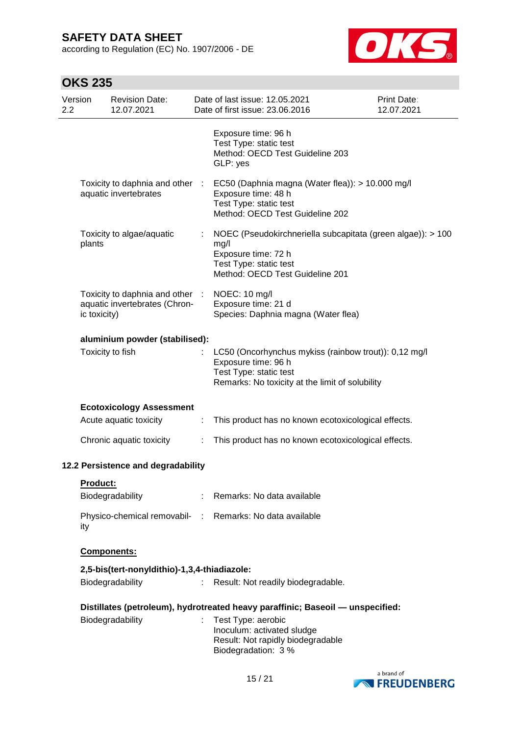Exposure time: 96 h
Test Type: static test
Method: OECD Test Guideline 203
GLP: yes

| | | |
|---|---|---|
| Toxicity to daphnia and other aquatic invertebrates | : | EC50 (Daphnia magna (Water flea)): > 10.000 mg/l<br>Exposure time: 48 h<br>Test Type: static test<br>Method: OECD Test Guideline 202 |
| Toxicity to algae/aquatic plants | : | NOEC (Pseudokirchneriella subcapitata (green algae)): > 100 mg/l<br>Exposure time: 72 h<br>Test Type: static test<br>Method: OECD Test Guideline 201 |
| Toxicity to daphnia and other aquatic invertebrates (Chronic toxicity) | : | NOEC: 10 mg/l<br>Exposure time: 21 d<br>Species: Daphnia magna (Water flea) |

**aluminium powder (stabilised):**

| | | |
|---|---|---|
| Toxicity to fish | : | LC50 (Oncorhynchus mykiss (rainbow trout)): 0,12 mg/l<br>Exposure time: 96 h<br>Test Type: static test<br>Remarks: No toxicity at the limit of solubility |

**Ecotoxicology Assessment**

| | | |
|---|---|---|
| Acute aquatic toxicity | : | This product has no known ecotoxicological effects. |
| Chronic aquatic toxicity | : | This product has no known ecotoxicological effects. |

### 12.2 Persistence and degradability

**Product:**

| | | |
|---|---|---|
| Biodegradability | : | Remarks: No data available |
| Physico-chemical removability | : | Remarks: No data available |

**Components:**

**2,5-bis(tert-nonyldithio)-1,3,4-thiadiazole:**

| | | |
|---|---|---|
| Biodegradability | : | Result: Not readily biodegradable. |

**Distillates (petroleum), hydrotreated heavy paraffinic; Baseoil — unspecified:**

| | | |
|---|---|---|
| Biodegradability | : | Test Type: aerobic<br>Inoculum: activated sludge<br>Result: Not rapidly biodegradable<br>Biodegradation: 3 % |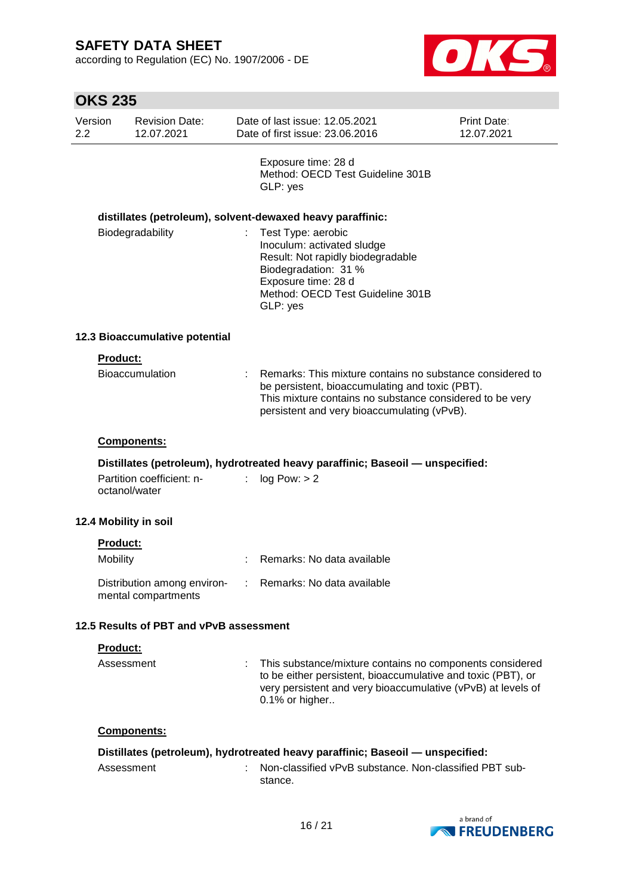Exposure time: 28 d
Method: OECD Test Guideline 301B
GLP: yes

**distillates (petroleum), solvent-dewaxed heavy paraffinic:**

| | | |
|---|---|---|
| Biodegradability | : | Test Type: aerobic<br>Inoculum: activated sludge<br>Result: Not rapidly biodegradable<br>Biodegradation: 31 %<br>Exposure time: 28 d<br>Method: OECD Test Guideline 301B<br>GLP: yes |

### 12.3 Bioaccumulative potential

**Product:**

| | | |
|---|---|---|
| Bioaccumulation | : | Remarks: This mixture contains no substance considered to be persistent, bioaccumulating and toxic (PBT).<br>This mixture contains no substance considered to be very persistent and very bioaccumulating (vPvB). |

**Components:**

**Distillates (petroleum), hydrotreated heavy paraffinic; Baseoil — unspecified:**

| | | |
|---|---|---|
| Partition coefficient: n-octanol/water | : | log Pow: > 2 |

### 12.4 Mobility in soil

**Product:**

| | | |
|---|---|---|
| Mobility | : | Remarks: No data available |
| Distribution among environmental compartments | : | Remarks: No data available |

### 12.5 Results of PBT and vPvB assessment

**Product:**

| | | |
|---|---|---|
| Assessment | : | This substance/mixture contains no components considered to be either persistent, bioaccumulative and toxic (PBT), or very persistent and very bioaccumulative (vPvB) at levels of 0.1% or higher.. |

**Components:**

**Distillates (petroleum), hydrotreated heavy paraffinic; Baseoil — unspecified:**

| | | |
|---|---|---|
| Assessment | : | Non-classified vPvB substance. Non-classified PBT substance. |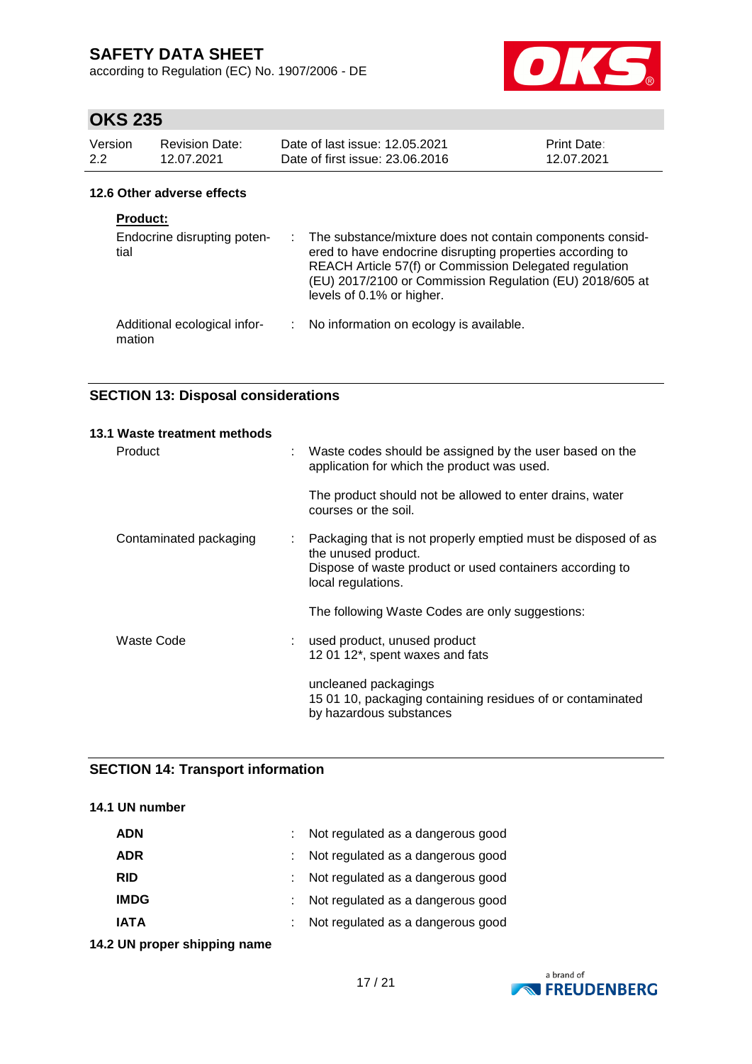#### 12.6 Other adverse effects

**Product:**

| | |
|---|---|
| Endocrine disrupting potential | : The substance/mixture does not contain components considered to have endocrine disrupting properties according to REACH Article 57(f) or Commission Delegated regulation (EU) 2017/2100 or Commission Regulation (EU) 2018/605 at levels of 0.1% or higher. |
| Additional ecological information | : No information on ecology is available. |

## SECTION 13: Disposal considerations

#### 13.1 Waste treatment methods

| | |
|---|---|
| Product | : Waste codes should be assigned by the user based on the application for which the product was used.<br><br>The product should not be allowed to enter drains, water courses or the soil. |
| Contaminated packaging | : Packaging that is not properly emptied must be disposed of as the unused product.<br>Dispose of waste product or used containers according to local regulations.<br><br>The following Waste Codes are only suggestions: |
| Waste Code | : used product, unused product<br>12 01 12*, spent waxes and fats<br><br>uncleaned packagings<br>15 01 10, packaging containing residues of or contaminated by hazardous substances |

## SECTION 14: Transport information

#### 14.1 UN number

| | |
|---|---|
| **ADN** | : Not regulated as a dangerous good |
| **ADR** | : Not regulated as a dangerous good |
| **RID** | : Not regulated as a dangerous good |
| **IMDG** | : Not regulated as a dangerous good |
| **IATA** | : Not regulated as a dangerous good |

#### 14.2 UN proper shipping name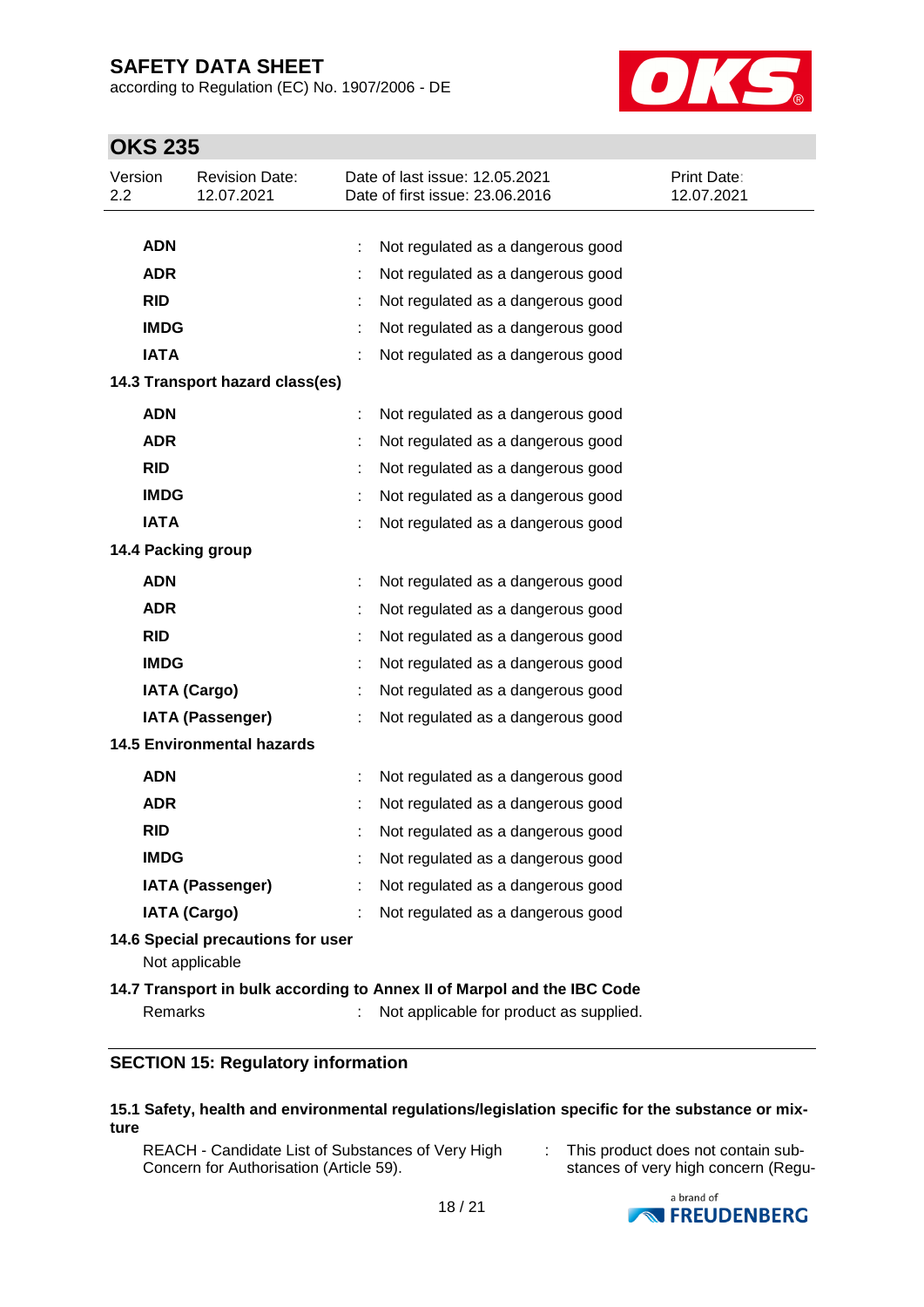| | | |
|---|---|---|
| **ADN** | : | Not regulated as a dangerous good |
| **ADR** | : | Not regulated as a dangerous good |
| **RID** | : | Not regulated as a dangerous good |
| **IMDG** | : | Not regulated as a dangerous good |
| **IATA** | : | Not regulated as a dangerous good |

**14.3 Transport hazard class(es)**

| | | |
|---|---|---|
| **ADN** | : | Not regulated as a dangerous good |
| **ADR** | : | Not regulated as a dangerous good |
| **RID** | : | Not regulated as a dangerous good |
| **IMDG** | : | Not regulated as a dangerous good |
| **IATA** | : | Not regulated as a dangerous good |

**14.4 Packing group**

| | | |
|---|---|---|
| **ADN** | : | Not regulated as a dangerous good |
| **ADR** | : | Not regulated as a dangerous good |
| **RID** | : | Not regulated as a dangerous good |
| **IMDG** | : | Not regulated as a dangerous good |
| **IATA (Cargo)** | : | Not regulated as a dangerous good |
| **IATA (Passenger)** | : | Not regulated as a dangerous good |

**14.5 Environmental hazards**

| | | |
|---|---|---|
| **ADN** | : | Not regulated as a dangerous good |
| **ADR** | : | Not regulated as a dangerous good |
| **RID** | : | Not regulated as a dangerous good |
| **IMDG** | : | Not regulated as a dangerous good |
| **IATA (Passenger)** | : | Not regulated as a dangerous good |
| **IATA (Cargo)** | : | Not regulated as a dangerous good |

**14.6 Special precautions for user**

Not applicable

**14.7 Transport in bulk according to Annex II of Marpol and the IBC Code**

Remarks : Not applicable for product as supplied.

## SECTION 15: Regulatory information

**15.1 Safety, health and environmental regulations/legislation specific for the substance or mixture**

REACH - Candidate List of Substances of Very High Concern for Authorisation (Article 59). : This product does not contain substances of very high concern (Regu-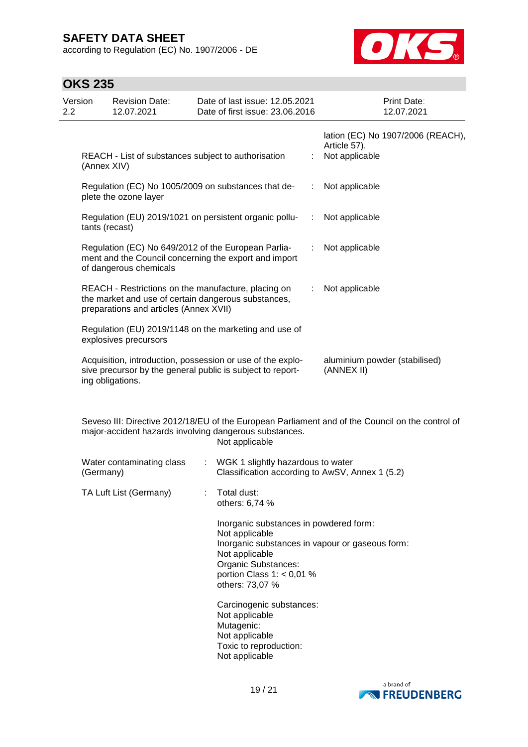| | | |
|---|---|---|
| | | lation (EC) No 1907/2006 (REACH), Article 57). |
| REACH - List of substances subject to authorisation (Annex XIV) | : | Not applicable |
| Regulation (EC) No 1005/2009 on substances that deplete the ozone layer | : | Not applicable |
| Regulation (EU) 2019/1021 on persistent organic pollutants (recast) | : | Not applicable |
| Regulation (EC) No 649/2012 of the European Parliament and the Council concerning the export and import of dangerous chemicals | : | Not applicable |
| REACH - Restrictions on the manufacture, placing on the market and use of certain dangerous substances, preparations and articles (Annex XVII) | : | Not applicable |
| Regulation (EU) 2019/1148 on the marketing and use of explosives precursors | | |
| Acquisition, introduction, possession or use of the explosive precursor by the general public is subject to reporting obligations. | | aluminium powder (stabilised) (ANNEX II) |

Seveso III: Directive 2012/18/EU of the European Parliament and of the Council on the control of major-accident hazards involving dangerous substances.
Not applicable

| | | |
|---|---|---|
| Water contaminating class (Germany) | : | WGK 1 slightly hazardous to water<br>Classification according to AwSV, Annex 1 (5.2) |
| TA Luft List (Germany) | : | Total dust:<br>others: 6,74 %<br><br>Inorganic substances in powdered form:<br>Not applicable<br>Inorganic substances in vapour or gaseous form:<br>Not applicable<br>Organic Substances:<br>portion Class 1: < 0,01 %<br>others: 73,07 %<br><br>Carcinogenic substances:<br>Not applicable<br>Mutagenic:<br>Not applicable<br>Toxic to reproduction:<br>Not applicable |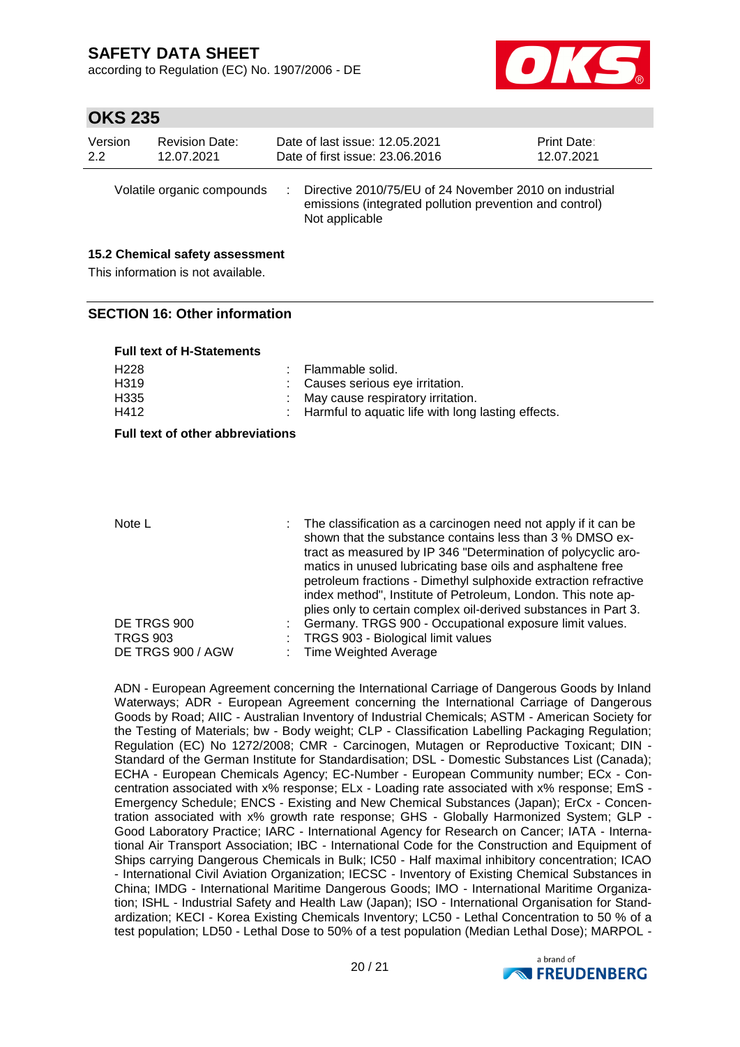| | | |
|---|---|---|
| Volatile organic compounds | : | Directive 2010/75/EU of 24 November 2010 on industrial emissions (integrated pollution prevention and control) Not applicable |

### 15.2 Chemical safety assessment

This information is not available.

## SECTION 16: Other information

**Full text of H-Statements**

| | | |
|---|---|---|
| H228 | : | Flammable solid. |
| H319 | : | Causes serious eye irritation. |
| H335 | : | May cause respiratory irritation. |
| H412 | : | Harmful to aquatic life with long lasting effects. |

**Full text of other abbreviations**

| | | |
|---|---|---|
| Note L | : | The classification as a carcinogen need not apply if it can be shown that the substance contains less than 3 % DMSO extract as measured by IP 346 "Determination of polycyclic aromatics in unused lubricating base oils and asphaltene free petroleum fractions - Dimethyl sulphoxide extraction refractive index method", Institute of Petroleum, London. This note applies only to certain complex oil-derived substances in Part 3. |
| DE TRGS 900 | : | Germany. TRGS 900 - Occupational exposure limit values. |
| TRGS 903 | : | TRGS 903 - Biological limit values |
| DE TRGS 900 / AGW | : | Time Weighted Average |

ADN - European Agreement concerning the International Carriage of Dangerous Goods by Inland Waterways; ADR - European Agreement concerning the International Carriage of Dangerous Goods by Road; AIIC - Australian Inventory of Industrial Chemicals; ASTM - American Society for the Testing of Materials; bw - Body weight; CLP - Classification Labelling Packaging Regulation; Regulation (EC) No 1272/2008; CMR - Carcinogen, Mutagen or Reproductive Toxicant; DIN - Standard of the German Institute for Standardisation; DSL - Domestic Substances List (Canada); ECHA - European Chemicals Agency; EC-Number - European Community number; ECx - Concentration associated with x% response; ELx - Loading rate associated with x% response; EmS - Emergency Schedule; ENCS - Existing and New Chemical Substances (Japan); ErCx - Concentration associated with x% growth rate response; GHS - Globally Harmonized System; GLP - Good Laboratory Practice; IARC - International Agency for Research on Cancer; IATA - International Air Transport Association; IBC - International Code for the Construction and Equipment of Ships carrying Dangerous Chemicals in Bulk; IC50 - Half maximal inhibitory concentration; ICAO - International Civil Aviation Organization; IECSC - Inventory of Existing Chemical Substances in China; IMDG - International Maritime Dangerous Goods; IMO - International Maritime Organization; ISHL - Industrial Safety and Health Law (Japan); ISO - International Organisation for Standardization; KECI - Korea Existing Chemicals Inventory; LC50 - Lethal Concentration to 50 % of a test population; LD50 - Lethal Dose to 50% of a test population (Median Lethal Dose); MARPOL -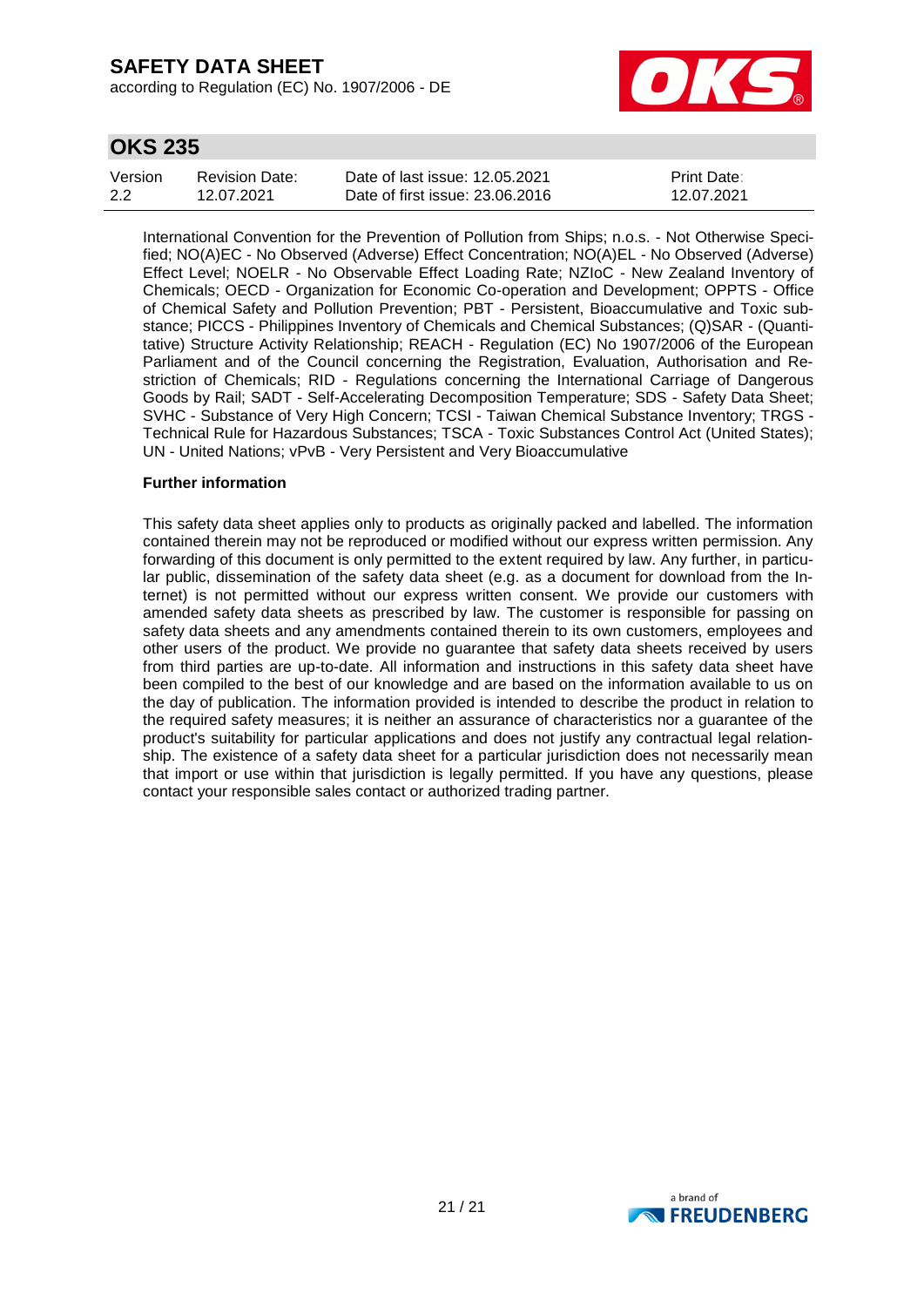International Convention for the Prevention of Pollution from Ships; n.o.s. - Not Otherwise Specified; NO(A)EC - No Observed (Adverse) Effect Concentration; NO(A)EL - No Observed (Adverse) Effect Level; NOELR - No Observable Effect Loading Rate; NZIoC - New Zealand Inventory of Chemicals; OECD - Organization for Economic Co-operation and Development; OPPTS - Office of Chemical Safety and Pollution Prevention; PBT - Persistent, Bioaccumulative and Toxic substance; PICCS - Philippines Inventory of Chemicals and Chemical Substances; (Q)SAR - (Quantitative) Structure Activity Relationship; REACH - Regulation (EC) No 1907/2006 of the European Parliament and of the Council concerning the Registration, Evaluation, Authorisation and Restriction of Chemicals; RID - Regulations concerning the International Carriage of Dangerous Goods by Rail; SADT - Self-Accelerating Decomposition Temperature; SDS - Safety Data Sheet; SVHC - Substance of Very High Concern; TCSI - Taiwan Chemical Substance Inventory; TRGS - Technical Rule for Hazardous Substances; TSCA - Toxic Substances Control Act (United States); UN - United Nations; vPvB - Very Persistent and Very Bioaccumulative

**Further information**

This safety data sheet applies only to products as originally packed and labelled. The information contained therein may not be reproduced or modified without our express written permission. Any forwarding of this document is only permitted to the extent required by law. Any further, in particular public, dissemination of the safety data sheet (e.g. as a document for download from the Internet) is not permitted without our express written consent. We provide our customers with amended safety data sheets as prescribed by law. The customer is responsible for passing on safety data sheets and any amendments contained therein to its own customers, employees and other users of the product. We provide no guarantee that safety data sheets received by users from third parties are up-to-date. All information and instructions in this safety data sheet have been compiled to the best of our knowledge and are based on the information available to us on the day of publication. The information provided is intended to describe the product in relation to the required safety measures; it is neither an assurance of characteristics nor a guarantee of the product's suitability for particular applications and does not justify any contractual legal relationship. The existence of a safety data sheet for a particular jurisdiction does not necessarily mean that import or use within that jurisdiction is legally permitted. If you have any questions, please contact your responsible sales contact or authorized trading partner.